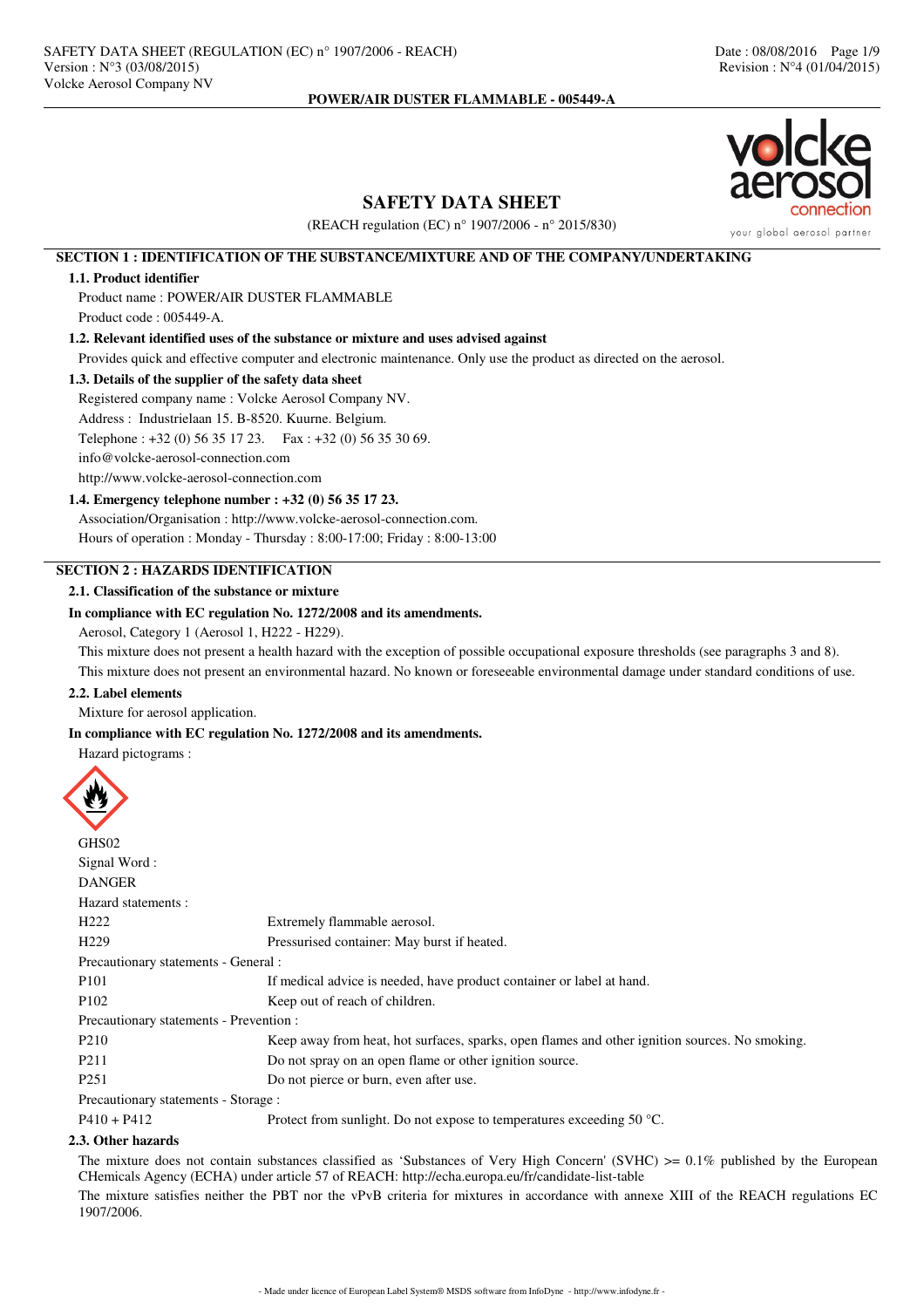# SAFETY DATA SHEET

(REACH regulation (EC) n° 1907/2006 - n° 2015/830)

## SECTION 1 : IDENTIFICATION OF THE SUBSTANCE/MIXTURE AND OF THE COMPANY/UNDERTAKING

### 1.1. Product identifier

Product name : POWER/AIR DUSTER FLAMMABLE

Product code : 005449-A.

### 1.2. Relevant identified uses of the substance or mixture and uses advised against

Provides quick and effective computer and electronic maintenance. Only use the product as directed on the aerosol.

### 1.3. Details of the supplier of the safety data sheet

Registered company name : Volcke Aerosol Company NV.

Address : Industrielaan 15. B-8520. Kuurne. Belgium.

Telephone : +32 (0) 56 35 17 23. Fax : +32 (0) 56 35 30 69.

info@volcke-aerosol-connection.com

http://www.volcke-aerosol-connection.com

### 1.4. Emergency telephone number : +32 (0) 56 35 17 23.

Association/Organisation : http://www.volcke-aerosol-connection.com.

Hours of operation : Monday - Thursday : 8:00-17:00; Friday : 8:00-13:00

## SECTION 2 : HAZARDS IDENTIFICATION

### 2.1. Classification of the substance or mixture

**In compliance with EC regulation No. 1272/2008 and its amendments.**

Aerosol, Category 1 (Aerosol 1, H222 - H229).

This mixture does not present a health hazard with the exception of possible occupational exposure thresholds (see paragraphs 3 and 8).

This mixture does not present an environmental hazard. No known or foreseeable environmental damage under standard conditions of use.

### 2.2. Label elements

Mixture for aerosol application.

**In compliance with EC regulation No. 1272/2008 and its amendments.**

Hazard pictograms :

GHS02

Signal Word :

DANGER

Hazard statements :

| | |
|---|---|
| H222 | Extremely flammable aerosol. |
| H229 | Pressurised container: May burst if heated. |

Precautionary statements - General :

| | |
|---|---|
| P101 | If medical advice is needed, have product container or label at hand. |
| P102 | Keep out of reach of children. |

Precautionary statements - Prevention :

| | |
|---|---|
| P210 | Keep away from heat, hot surfaces, sparks, open flames and other ignition sources. No smoking. |
| P211 | Do not spray on an open flame or other ignition source. |
| P251 | Do not pierce or burn, even after use. |

Precautionary statements - Storage :

| | |
|---|---|
| P410 + P412 | Protect from sunlight. Do not expose to temperatures exceeding 50 °C. |

### 2.3. Other hazards

The mixture does not contain substances classified as 'Substances of Very High Concern' (SVHC) >= 0.1% published by the European CHemicals Agency (ECHA) under article 57 of REACH: http://echa.europa.eu/fr/candidate-list-table

The mixture satisfies neither the PBT nor the vPvB criteria for mixtures in accordance with annexe XIII of the REACH regulations EC 1907/2006.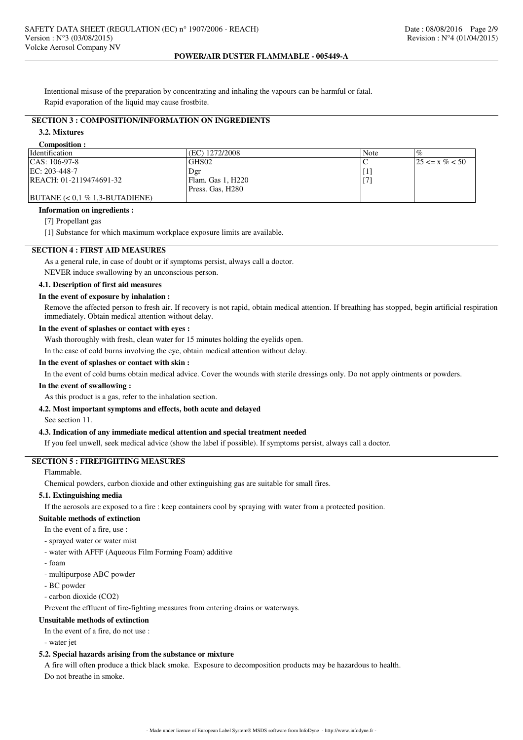Intentional misuse of the preparation by concentrating and inhaling the vapours can be harmful or fatal.

Rapid evaporation of the liquid may cause frostbite.

## SECTION 3 : COMPOSITION/INFORMATION ON INGREDIENTS

### 3.2. Mixtures

**Composition :**

| Identification | (EC) 1272/2008 | Note | % |
|---|---|---|---|
| CAS: 106-97-8<br>EC: 203-448-7<br>REACH: 01-2119474691-32<br><br>BUTANE (< 0,1 % 1,3-BUTADIENE) | GHS02<br>Dgr<br>Flam. Gas 1, H220<br>Press. Gas, H280 | C<br>[1]<br>[7] | 25 <= x % < 50 |

**Information on ingredients :**

[7] Propellant gas

[1] Substance for which maximum workplace exposure limits are available.

## SECTION 4 : FIRST AID MEASURES

As a general rule, in case of doubt or if symptoms persist, always call a doctor.

NEVER induce swallowing by an unconscious person.

### 4.1. Description of first aid measures

**In the event of exposure by inhalation :**

Remove the affected person to fresh air. If recovery is not rapid, obtain medical attention. If breathing has stopped, begin artificial respiration immediately. Obtain medical attention without delay.

**In the event of splashes or contact with eyes :**

Wash thoroughly with fresh, clean water for 15 minutes holding the eyelids open.

In the case of cold burns involving the eye, obtain medical attention without delay.

**In the event of splashes or contact with skin :**

In the event of cold burns obtain medical advice. Cover the wounds with sterile dressings only. Do not apply ointments or powders.

**In the event of swallowing :**

As this product is a gas, refer to the inhalation section.

### 4.2. Most important symptoms and effects, both acute and delayed

See section 11.

### 4.3. Indication of any immediate medical attention and special treatment needed

If you feel unwell, seek medical advice (show the label if possible). If symptoms persist, always call a doctor.

## SECTION 5 : FIREFIGHTING MEASURES

Flammable.

Chemical powders, carbon dioxide and other extinguishing gas are suitable for small fires.

### 5.1. Extinguishing media

If the aerosols are exposed to a fire : keep containers cool by spraying with water from a protected position.

**Suitable methods of extinction**

In the event of a fire, use :

- sprayed water or water mist
- water with AFFF (Aqueous Film Forming Foam) additive
- foam
- multipurpose ABC powder
- BC powder
- carbon dioxide ($CO_2$)

Prevent the effluent of fire-fighting measures from entering drains or waterways.

**Unsuitable methods of extinction**

In the event of a fire, do not use :

- water jet

### 5.2. Special hazards arising from the substance or mixture

A fire will often produce a thick black smoke. Exposure to decomposition products may be hazardous to health.

Do not breathe in smoke.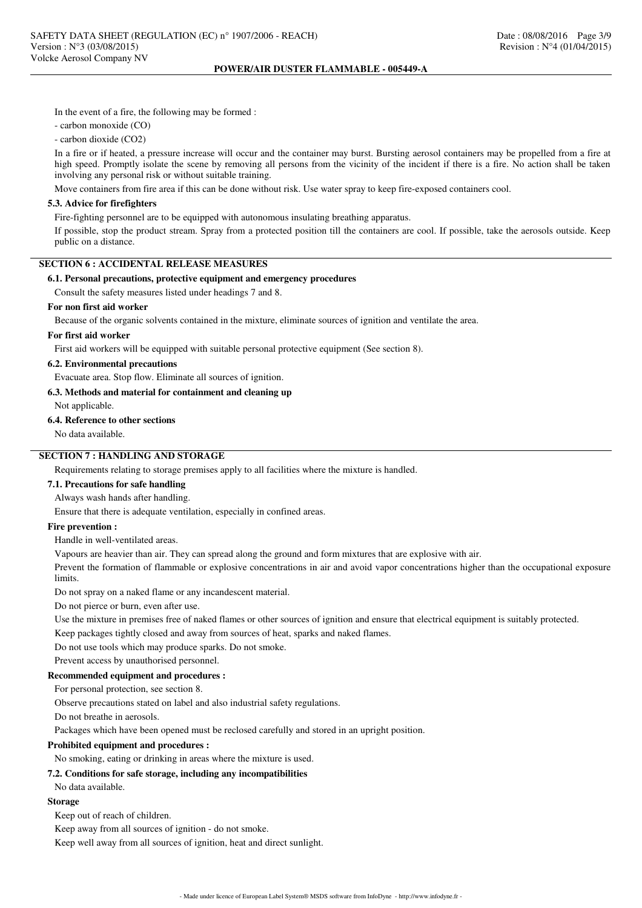In the event of a fire, the following may be formed :

- carbon monoxide (CO)
- carbon dioxide ($CO_2$)

In a fire or if heated, a pressure increase will occur and the container may burst. Bursting aerosol containers may be propelled from a fire at high speed. Promptly isolate the scene by removing all persons from the vicinity of the incident if there is a fire. No action shall be taken involving any personal risk or without suitable training.

Move containers from fire area if this can be done without risk. Use water spray to keep fire-exposed containers cool.

### 5.3. Advice for firefighters

Fire-fighting personnel are to be equipped with autonomous insulating breathing apparatus.

If possible, stop the product stream. Spray from a protected position till the containers are cool. If possible, take the aerosols outside. Keep public on a distance.

## SECTION 6 : ACCIDENTAL RELEASE MEASURES

### 6.1. Personal precautions, protective equipment and emergency procedures

Consult the safety measures listed under headings 7 and 8.

**For non first aid worker**

Because of the organic solvents contained in the mixture, eliminate sources of ignition and ventilate the area.

**For first aid worker**

First aid workers will be equipped with suitable personal protective equipment (See section 8).

### 6.2. Environmental precautions

Evacuate area. Stop flow. Eliminate all sources of ignition.

### 6.3. Methods and material for containment and cleaning up

Not applicable.

### 6.4. Reference to other sections

No data available.

## SECTION 7 : HANDLING AND STORAGE

Requirements relating to storage premises apply to all facilities where the mixture is handled.

### 7.1. Precautions for safe handling

Always wash hands after handling.

Ensure that there is adequate ventilation, especially in confined areas.

**Fire prevention :**

Handle in well-ventilated areas.

Vapours are heavier than air. They can spread along the ground and form mixtures that are explosive with air.

Prevent the formation of flammable or explosive concentrations in air and avoid vapor concentrations higher than the occupational exposure limits.

Do not spray on a naked flame or any incandescent material.

Do not pierce or burn, even after use.

Use the mixture in premises free of naked flames or other sources of ignition and ensure that electrical equipment is suitably protected.

Keep packages tightly closed and away from sources of heat, sparks and naked flames.

Do not use tools which may produce sparks. Do not smoke.

Prevent access by unauthorised personnel.

**Recommended equipment and procedures :**

For personal protection, see section 8.

Observe precautions stated on label and also industrial safety regulations.

Do not breathe in aerosols.

Packages which have been opened must be reclosed carefully and stored in an upright position.

**Prohibited equipment and procedures :**

No smoking, eating or drinking in areas where the mixture is used.

### 7.2. Conditions for safe storage, including any incompatibilities

No data available.

**Storage**

Keep out of reach of children.

Keep away from all sources of ignition - do not smoke.

Keep well away from all sources of ignition, heat and direct sunlight.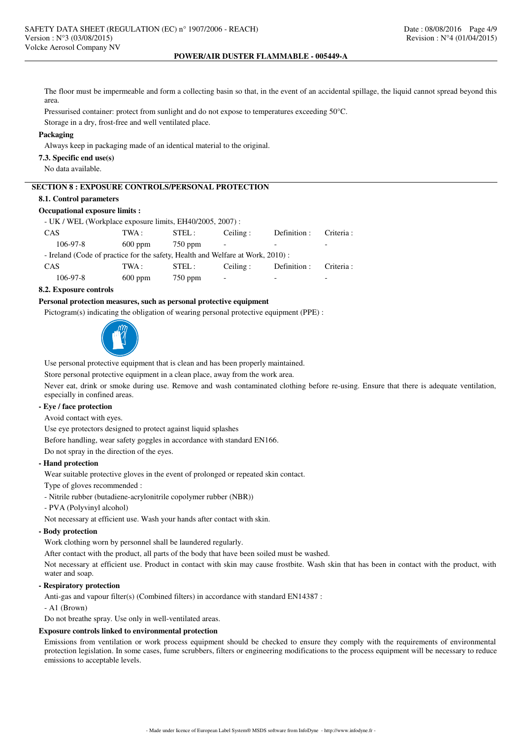The floor must be impermeable and form a collecting basin so that, in the event of an accidental spillage, the liquid cannot spread beyond this area.

Pressurised container: protect from sunlight and do not expose to temperatures exceeding 50°C.

Storage in a dry, frost-free and well ventilated place.

**Packaging**

Always keep in packaging made of an identical material to the original.

**7.3. Specific end use(s)**

No data available.

## SECTION 8 : EXPOSURE CONTROLS/PERSONAL PROTECTION

**8.1. Control parameters**

**Occupational exposure limits :**

- UK / WEL (Workplace exposure limits, EH40/2005, 2007) :

| CAS | TWA : | STEL : | Ceiling : | Definition : | Criteria : |
|---|---|---|---|---|---|
| 106-97-8 | 600 ppm | 750 ppm | - | - | - |

- Ireland (Code of practice for the safety, Health and Welfare at Work, 2010) :

| CAS | TWA : | STEL : | Ceiling : | Definition : | Criteria : |
|---|---|---|---|---|---|
| 106-97-8 | 600 ppm | 750 ppm | - | - | - |

**8.2. Exposure controls**

**Personal protection measures, such as personal protective equipment**

Pictogram(s) indicating the obligation of wearing personal protective equipment (PPE) :

Use personal protective equipment that is clean and has been properly maintained.

Store personal protective equipment in a clean place, away from the work area.

Never eat, drink or smoke during use. Remove and wash contaminated clothing before re-using. Ensure that there is adequate ventilation, especially in confined areas.

**- Eye / face protection**

Avoid contact with eyes.

Use eye protectors designed to protect against liquid splashes

Before handling, wear safety goggles in accordance with standard EN166.

Do not spray in the direction of the eyes.

**- Hand protection**

Wear suitable protective gloves in the event of prolonged or repeated skin contact.

Type of gloves recommended :

- Nitrile rubber (butadiene-acrylonitrile copolymer rubber (NBR))
- PVA (Polyvinyl alcohol)

Not necessary at efficient use. Wash your hands after contact with skin.

**- Body protection**

Work clothing worn by personnel shall be laundered regularly.

After contact with the product, all parts of the body that have been soiled must be washed.

Not necessary at efficient use. Product in contact with skin may cause frostbite. Wash skin that has been in contact with the product, with water and soap.

**- Respiratory protection**

Anti-gas and vapour filter(s) (Combined filters) in accordance with standard EN14387 :

- A1 (Brown)

Do not breathe spray. Use only in well-ventilated areas.

**Exposure controls linked to environmental protection**

Emissions from ventilation or work process equipment should be checked to ensure they comply with the requirements of environmental protection legislation. In some cases, fume scrubbers, filters or engineering modifications to the process equipment will be necessary to reduce emissions to acceptable levels.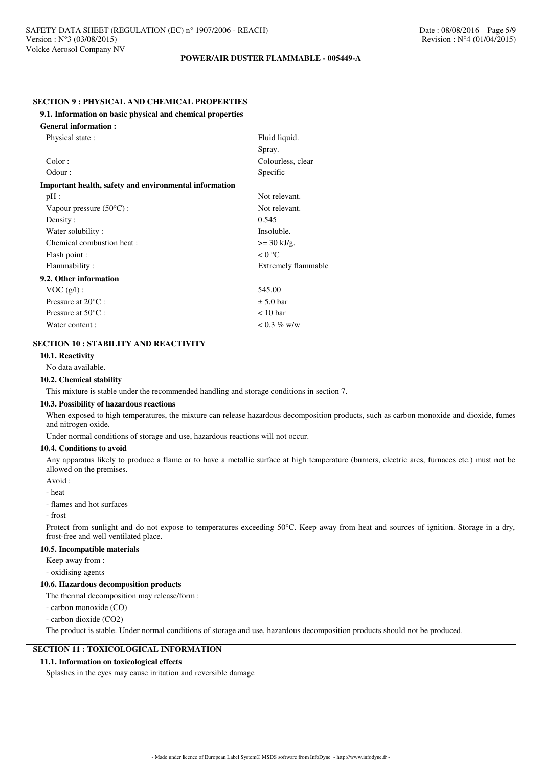## SECTION 9 : PHYSICAL AND CHEMICAL PROPERTIES

### 9.1. Information on basic physical and chemical properties

**General information :**

| | |
|---|---|
| Physical state : | Fluid liquid. |
| | Spray. |
| Color : | Colourless, clear |
| Odour : | Specific |

**Important health, safety and environmental information**

| | |
|---|---|
| pH : | Not relevant. |
| Vapour pressure (50°C) : | Not relevant. |
| Density : | 0.545 |
| Water solubility : | Insoluble. |
| Chemical combustion heat : | >= 30 kJ/g. |
| Flash point : | < 0 °C |
| Flammability : | Extremely flammable |

### 9.2. Other information

| | |
|---|---|
| VOC (g/l) : | 545.00 |
| Pressure at 20°C : | ± 5.0 bar |
| Pressure at 50°C : | < 10 bar |
| Water content : | < 0.3 % w/w |

## SECTION 10 : STABILITY AND REACTIVITY

### 10.1. Reactivity

No data available.

### 10.2. Chemical stability

This mixture is stable under the recommended handling and storage conditions in section 7.

### 10.3. Possibility of hazardous reactions

When exposed to high temperatures, the mixture can release hazardous decomposition products, such as carbon monoxide and dioxide, fumes and nitrogen oxide.

Under normal conditions of storage and use, hazardous reactions will not occur.

### 10.4. Conditions to avoid

Any apparatus likely to produce a flame or to have a metallic surface at high temperature (burners, electric arcs, furnaces etc.) must not be allowed on the premises.

Avoid :

- heat
- flames and hot surfaces
- frost

Protect from sunlight and do not expose to temperatures exceeding 50°C. Keep away from heat and sources of ignition. Storage in a dry, frost-free and well ventilated place.

### 10.5. Incompatible materials

Keep away from :

- oxidising agents

### 10.6. Hazardous decomposition products

The thermal decomposition may release/form :

- carbon monoxide (CO)
- carbon dioxide ($CO_2$)

The product is stable. Under normal conditions of storage and use, hazardous decomposition products should not be produced.

## SECTION 11 : TOXICOLOGICAL INFORMATION

### 11.1. Information on toxicological effects

Splashes in the eyes may cause irritation and reversible damage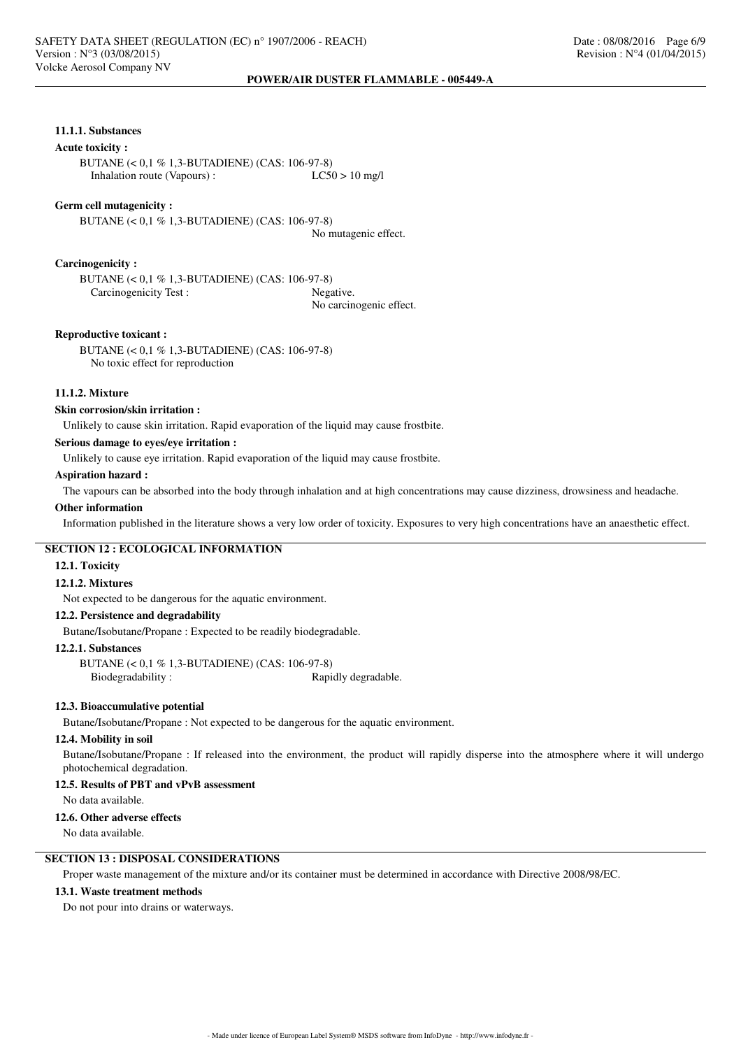#### 11.1.1. Substances

**Acute toxicity :**

BUTANE (< 0,1 % 1,3-BUTADIENE) (CAS: 106-97-8)

Inhalation route (Vapours) : LC50 > 10 mg/l

**Germ cell mutagenicity :**

BUTANE (< 0,1 % 1,3-BUTADIENE) (CAS: 106-97-8)

No mutagenic effect.

**Carcinogenicity :**

BUTANE (< 0,1 % 1,3-BUTADIENE) (CAS: 106-97-8)

Carcinogenicity Test : Negative.
No carcinogenic effect.

**Reproductive toxicant :**

BUTANE (< 0,1 % 1,3-BUTADIENE) (CAS: 106-97-8)

No toxic effect for reproduction

#### 11.1.2. Mixture

**Skin corrosion/skin irritation :**

Unlikely to cause skin irritation. Rapid evaporation of the liquid may cause frostbite.

**Serious damage to eyes/eye irritation :**

Unlikely to cause eye irritation. Rapid evaporation of the liquid may cause frostbite.

**Aspiration hazard :**

The vapours can be absorbed into the body through inhalation and at high concentrations may cause dizziness, drowsiness and headache.

**Other information**

Information published in the literature shows a very low order of toxicity. Exposures to very high concentrations have an anaesthetic effect.

## SECTION 12 : ECOLOGICAL INFORMATION

### 12.1. Toxicity

#### 12.1.2. Mixtures

Not expected to be dangerous for the aquatic environment.

### 12.2. Persistence and degradability

Butane/Isobutane/Propane : Expected to be readily biodegradable.

#### 12.2.1. Substances

BUTANE (< 0,1 % 1,3-BUTADIENE) (CAS: 106-97-8)

Biodegradability : Rapidly degradable.

### 12.3. Bioaccumulative potential

Butane/Isobutane/Propane : Not expected to be dangerous for the aquatic environment.

### 12.4. Mobility in soil

Butane/Isobutane/Propane : If released into the environment, the product will rapidly disperse into the atmosphere where it will undergo photochemical degradation.

### 12.5. Results of PBT and vPvB assessment

No data available.

### 12.6. Other adverse effects

No data available.

## SECTION 13 : DISPOSAL CONSIDERATIONS

Proper waste management of the mixture and/or its container must be determined in accordance with Directive 2008/98/EC.

### 13.1. Waste treatment methods

Do not pour into drains or waterways.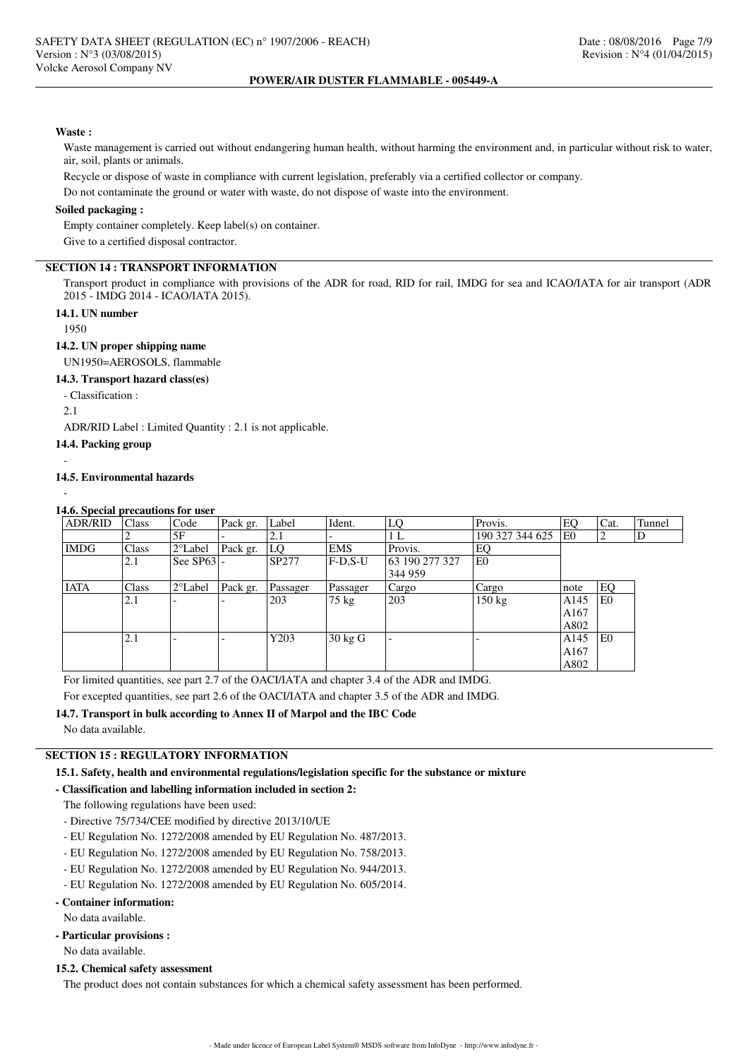**Waste :**

Waste management is carried out without endangering human health, without harming the environment and, in particular without risk to water, air, soil, plants or animals.

Recycle or dispose of waste in compliance with current legislation, preferably via a certified collector or company.

Do not contaminate the ground or water with waste, do not dispose of waste into the environment.

**Soiled packaging :**

Empty container completely. Keep label(s) on container.

Give to a certified disposal contractor.

## SECTION 14 : TRANSPORT INFORMATION

Transport product in compliance with provisions of the ADR for road, RID for rail, IMDG for sea and ICAO/IATA for air transport (ADR 2015 - IMDG 2014 - ICAO/IATA 2015).

### 14.1. UN number

1950

### 14.2. UN proper shipping name

UN1950=AEROSOLS, flammable

### 14.3. Transport hazard class(es)

- Classification :

2.1

ADR/RID Label : Limited Quantity : 2.1 is not applicable.

### 14.4. Packing group

-

### 14.5. Environmental hazards

-

### 14.6. Special precautions for user

| ADR/RID | Class | Code | Pack gr. | Label | Ident. | LQ | Provis. | EQ | Cat. | Tunnel |
|---|---|---|---|---|---|---|---|---|---|---|
| | 2 | 5F | - | 2.1 | - | 1 L | 190 327 344 625 | E0 | 2 | D |
| IMDG | Class | 2°Label | Pack gr. | LQ | EMS | Provis. | EQ | | | |
| | 2.1 | See SP63 | - | SP277 | F-D,S-U | 63 190 277 327 344 959 | E0 | | | |
| IATA | Class | 2°Label | Pack gr. | Passager | Passager | Cargo | Cargo | note | EQ | |
| | 2.1 | - | - | 203 | 75 kg | 203 | 150 kg | A145 A167 A802 | E0 | |
| | 2.1 | - | - | Y203 | 30 kg G | - | - | A145 A167 A802 | E0 | |

For limited quantities, see part 2.7 of the OACI/IATA and chapter 3.4 of the ADR and IMDG.

For excepted quantities, see part 2.6 of the OACI/IATA and chapter 3.5 of the ADR and IMDG.

### 14.7. Transport in bulk according to Annex II of Marpol and the IBC Code

No data available.

## SECTION 15 : REGULATORY INFORMATION

### 15.1. Safety, health and environmental regulations/legislation specific for the substance or mixture

**- Classification and labelling information included in section 2:**

The following regulations have been used:

- Directive 75/734/CEE modified by directive 2013/10/UE
- EU Regulation No. 1272/2008 amended by EU Regulation No. 487/2013.
- EU Regulation No. 1272/2008 amended by EU Regulation No. 758/2013.
- EU Regulation No. 1272/2008 amended by EU Regulation No. 944/2013.
- EU Regulation No. 1272/2008 amended by EU Regulation No. 605/2014.

**- Container information:**

No data available.

**- Particular provisions :**

No data available.

### 15.2. Chemical safety assessment

The product does not contain substances for which a chemical safety assessment has been performed.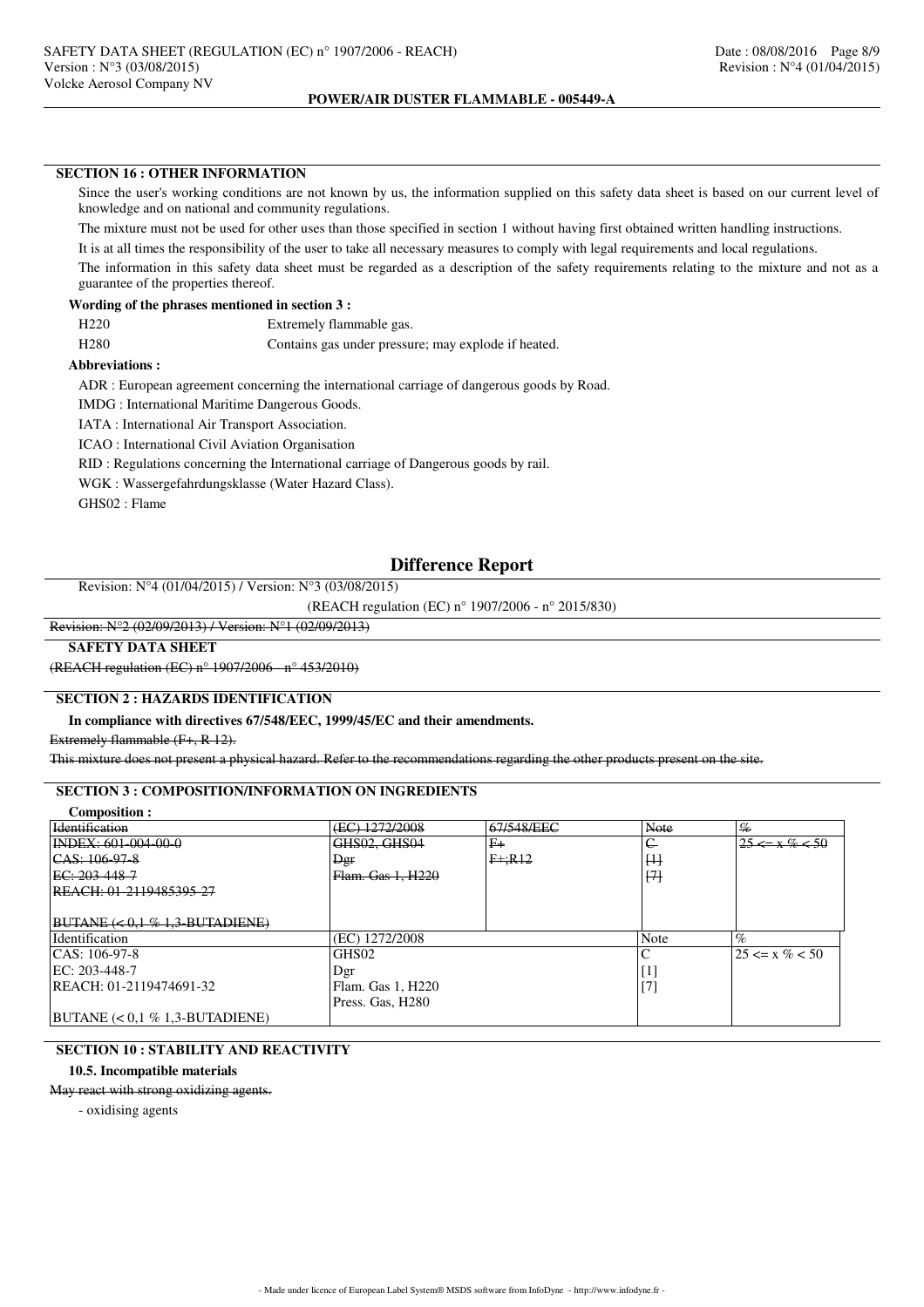## SECTION 16 : OTHER INFORMATION

Since the user's working conditions are not known by us, the information supplied on this safety data sheet is based on our current level of knowledge and on national and community regulations.

The mixture must not be used for other uses than those specified in section 1 without having first obtained written handling instructions.

It is at all times the responsibility of the user to take all necessary measures to comply with legal requirements and local regulations.

The information in this safety data sheet must be regarded as a description of the safety requirements relating to the mixture and not as a guarantee of the properties thereof.

**Wording of the phrases mentioned in section 3 :**

| | |
|---|---|
| H220 | Extremely flammable gas. |
| H280 | Contains gas under pressure; may explode if heated. |

**Abbreviations :**

ADR : European agreement concerning the international carriage of dangerous goods by Road.

IMDG : International Maritime Dangerous Goods.

IATA : International Air Transport Association.

ICAO : International Civil Aviation Organisation

RID : Regulations concerning the International carriage of Dangerous goods by rail.

WGK : Wassergefahrdungsklasse (Water Hazard Class).

GHS02 : Flame

# Difference Report

Revision: N°4 (01/04/2015) / Version: N°3 (03/08/2015)

(REACH regulation (EC) n° 1907/2006 - n° 2015/830)

~~Revision: N°2 (02/09/2013) / Version: N°1 (02/09/2013)~~

**SAFETY DATA SHEET**

~~(REACH regulation (EC) n° 1907/2006 - n° 453/2010)~~

## SECTION 2 : HAZARDS IDENTIFICATION

**In compliance with directives 67/548/EEC, 1999/45/EC and their amendments.**

~~Extremely flammable (F+, R 12).~~

~~This mixture does not present a physical hazard. Refer to the recommendations regarding the other products present on the site.~~

## SECTION 3 : COMPOSITION/INFORMATION ON INGREDIENTS

**Composition :**

| ~~Identification~~ | ~~(EC) 1272/2008~~ | ~~67/548/EEC~~ | ~~Note~~ | ~~%~~ |
|---|---|---|---|---|
| ~~INDEX: 601-004-00-0~~<br>~~CAS: 106-97-8~~<br>~~EC: 203-448-7~~<br>~~REACH: 01-2119485395-27~~<br><br>~~BUTANE (< 0,1 % 1,3-BUTADIENE)~~ | ~~GHS02, GHS04~~<br>~~Dgr~~<br>~~Flam. Gas 1, H220~~ | ~~F+~~<br>~~F+;R12~~ | ~~C~~<br>~~[1]~~<br>~~[7]~~ | ~~25 <= x % < 50~~ |

| Identification | (EC) 1272/2008 | Note | % |
|---|---|---|---|
| CAS: 106-97-8<br>EC: 203-448-7<br>REACH: 01-2119474691-32<br><br>BUTANE (< 0,1 % 1,3-BUTADIENE) | GHS02<br>Dgr<br>Flam. Gas 1, H220<br>Press. Gas, H280 | C<br>[1]<br>[7] | 25 <= x % < 50 |

## SECTION 10 : STABILITY AND REACTIVITY

**10.5. Incompatible materials**

~~May react with strong oxidizing agents.~~

- oxidising agents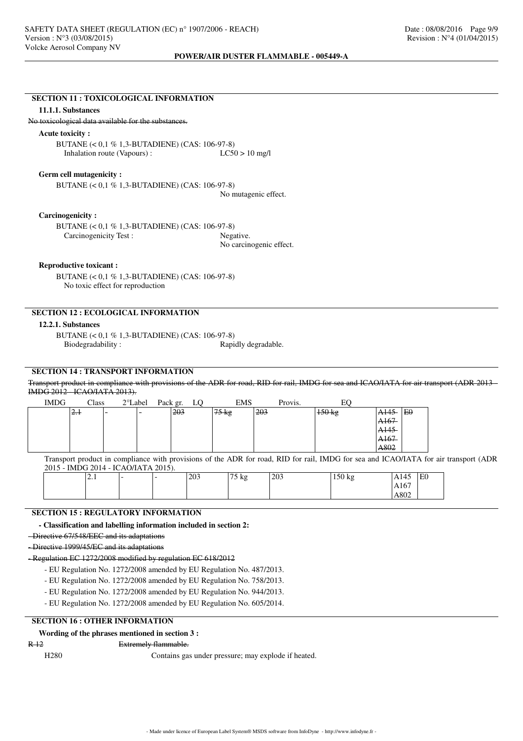## SECTION 11 : TOXICOLOGICAL INFORMATION

### 11.1.1. Substances

~~No toxicological data available for the substances.~~

**Acute toxicity :**

BUTANE (< 0,1 % 1,3-BUTADIENE) (CAS: 106-97-8)
Inhalation route (Vapours) : LC50 > 10 mg/l

**Germ cell mutagenicity :**

BUTANE (< 0,1 % 1,3-BUTADIENE) (CAS: 106-97-8)
No mutagenic effect.

**Carcinogenicity :**

BUTANE (< 0,1 % 1,3-BUTADIENE) (CAS: 106-97-8)
Carcinogenicity Test : Negative.
No carcinogenic effect.

**Reproductive toxicant :**

BUTANE (< 0,1 % 1,3-BUTADIENE) (CAS: 106-97-8)
No toxic effect for reproduction

## SECTION 12 : ECOLOGICAL INFORMATION

### 12.2.1. Substances

BUTANE (< 0,1 % 1,3-BUTADIENE) (CAS: 106-97-8)
Biodegradability : Rapidly degradable.

## SECTION 14 : TRANSPORT INFORMATION

~~Transport product in compliance with provisions of the ADR for road, RID for rail, IMDG for sea and ICAO/IATA for air transport (ADR 2013 - IMDG 2012 - ICAO/IATA 2013).~~

| IMDG | Class | 2°Label | Pack gr. | LQ | EMS | Provis. | EQ | | |
|---|---|---|---|---|---|---|---|---|---|
| | ~~2.1~~ | - | - | ~~203~~ | ~~75 kg~~ | ~~203~~ | ~~150 kg~~ | ~~A145 A167 A145 A167 A802~~ | ~~E0~~ |

Transport product in compliance with provisions of the ADR for road, RID for rail, IMDG for sea and ICAO/IATA for air transport (ADR 2015 - IMDG 2014 - ICAO/IATA 2015).

| | | | | | | | | | |
|---|---|---|---|---|---|---|---|---|---|
| | 2.1 | - | - | 203 | 75 kg | 203 | 150 kg | A145 A167 A802 | E0 |

## SECTION 15 : REGULATORY INFORMATION

**- Classification and labelling information included in section 2:**

~~- Directive 67/548/EEC and its adaptations~~

~~- Directive 1999/45/EC and its adaptations~~

~~- Regulation EC 1272/2008 modified by regulation EC 618/2012~~

- EU Regulation No. 1272/2008 amended by EU Regulation No. 487/2013.
- EU Regulation No. 1272/2008 amended by EU Regulation No. 758/2013.
- EU Regulation No. 1272/2008 amended by EU Regulation No. 944/2013.
- EU Regulation No. 1272/2008 amended by EU Regulation No. 605/2014.

## SECTION 16 : OTHER INFORMATION

**Wording of the phrases mentioned in section 3 :**

~~R 12~~ ~~Extremely flammable.~~

H280 Contains gas under pressure; may explode if heated.